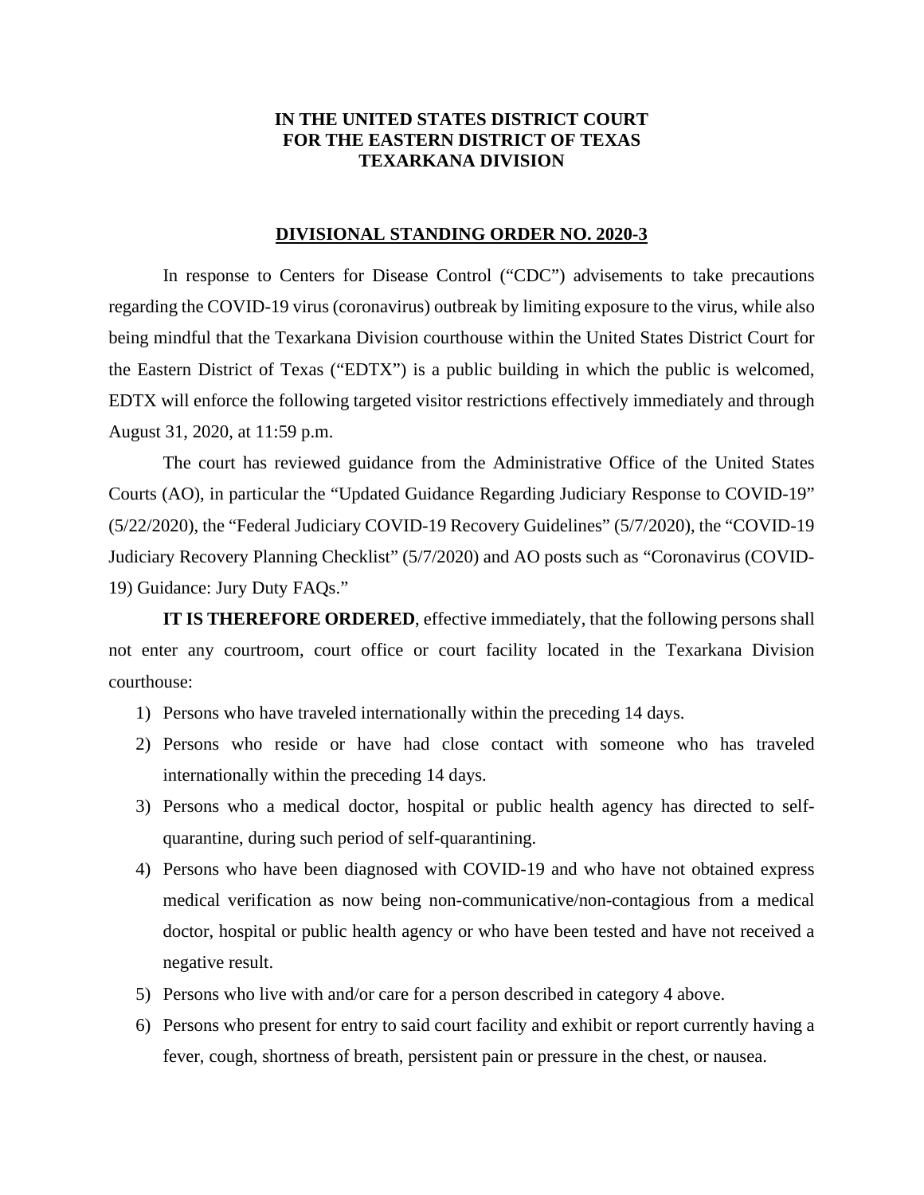**IN THE UNITED STATES DISTRICT COURT**
**FOR THE EASTERN DISTRICT OF TEXAS**
**TEXARKANA DIVISION**

**DIVISIONAL STANDING ORDER NO. 2020-3**

In response to Centers for Disease Control ("CDC") advisements to take precautions regarding the COVID-19 virus (coronavirus) outbreak by limiting exposure to the virus, while also being mindful that the Texarkana Division courthouse within the United States District Court for the Eastern District of Texas ("EDTX") is a public building in which the public is welcomed, EDTX will enforce the following targeted visitor restrictions effectively immediately and through August 31, 2020, at 11:59 p.m.

The court has reviewed guidance from the Administrative Office of the United States Courts (AO), in particular the "Updated Guidance Regarding Judiciary Response to COVID-19" (5/22/2020), the "Federal Judiciary COVID-19 Recovery Guidelines" (5/7/2020), the "COVID-19 Judiciary Recovery Planning Checklist" (5/7/2020) and AO posts such as "Coronavirus (COVID-19) Guidance: Jury Duty FAQs."

**IT IS THEREFORE ORDERED**, effective immediately, that the following persons shall not enter any courtroom, court office or court facility located in the Texarkana Division courthouse:

1) Persons who have traveled internationally within the preceding 14 days.
2) Persons who reside or have had close contact with someone who has traveled internationally within the preceding 14 days.
3) Persons who a medical doctor, hospital or public health agency has directed to self-quarantine, during such period of self-quarantining.
4) Persons who have been diagnosed with COVID-19 and who have not obtained express medical verification as now being non-communicative/non-contagious from a medical doctor, hospital or public health agency or who have been tested and have not received a negative result.
5) Persons who live with and/or care for a person described in category 4 above.
6) Persons who present for entry to said court facility and exhibit or report currently having a fever, cough, shortness of breath, persistent pain or pressure in the chest, or nausea.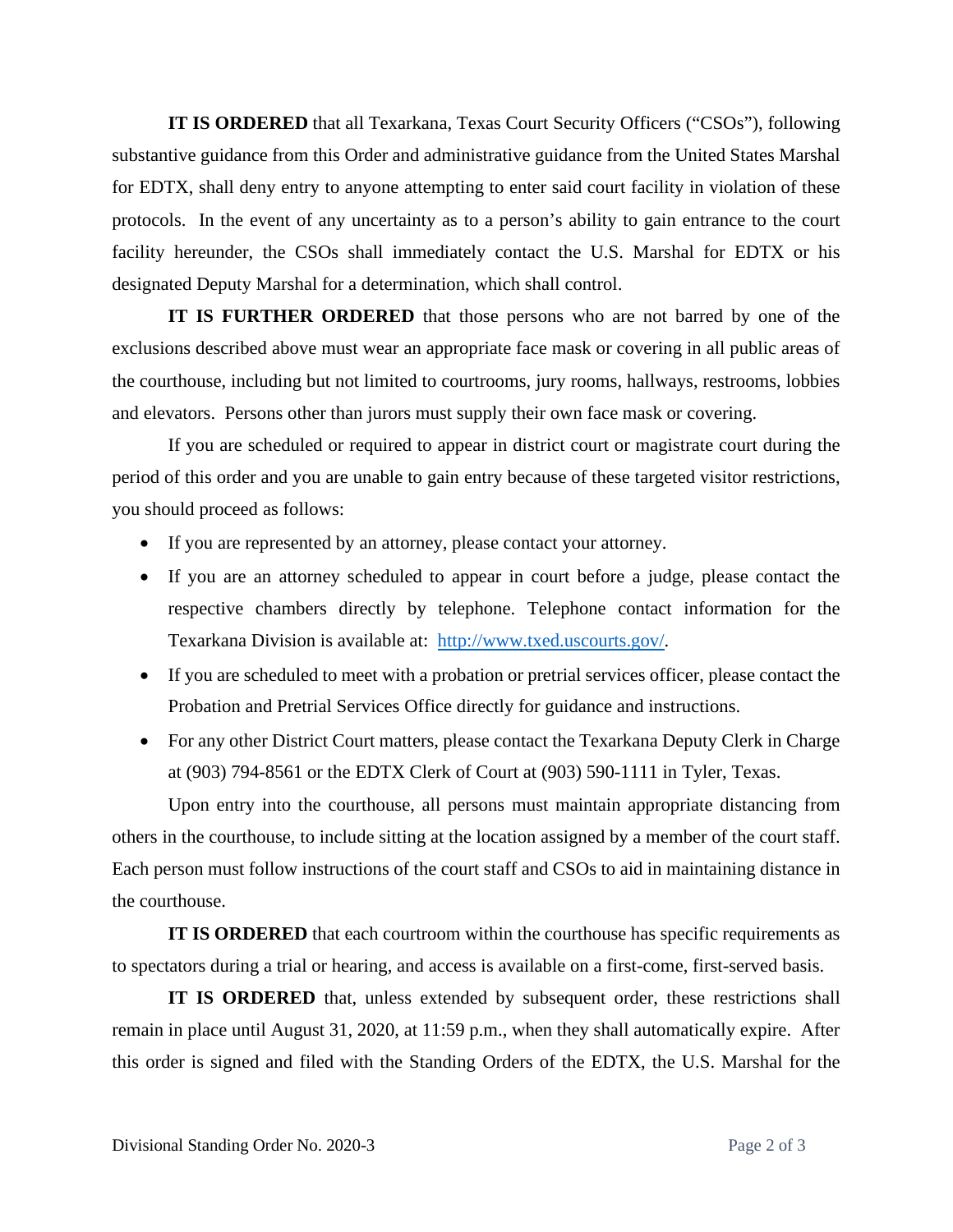**IT IS ORDERED** that all Texarkana, Texas Court Security Officers ("CSOs"), following substantive guidance from this Order and administrative guidance from the United States Marshal for EDTX, shall deny entry to anyone attempting to enter said court facility in violation of these protocols. In the event of any uncertainty as to a person's ability to gain entrance to the court facility hereunder, the CSOs shall immediately contact the U.S. Marshal for EDTX or his designated Deputy Marshal for a determination, which shall control.

**IT IS FURTHER ORDERED** that those persons who are not barred by one of the exclusions described above must wear an appropriate face mask or covering in all public areas of the courthouse, including but not limited to courtrooms, jury rooms, hallways, restrooms, lobbies and elevators. Persons other than jurors must supply their own face mask or covering.

If you are scheduled or required to appear in district court or magistrate court during the period of this order and you are unable to gain entry because of these targeted visitor restrictions, you should proceed as follows:

- If you are represented by an attorney, please contact your attorney.
- If you are an attorney scheduled to appear in court before a judge, please contact the respective chambers directly by telephone. Telephone contact information for the Texarkana Division is available at: [http://www.txed.uscourts.gov/](http://www.txed.uscourts.gov/).
- If you are scheduled to meet with a probation or pretrial services officer, please contact the Probation and Pretrial Services Office directly for guidance and instructions.
- For any other District Court matters, please contact the Texarkana Deputy Clerk in Charge at (903) 794-8561 or the EDTX Clerk of Court at (903) 590-1111 in Tyler, Texas.

Upon entry into the courthouse, all persons must maintain appropriate distancing from others in the courthouse, to include sitting at the location assigned by a member of the court staff. Each person must follow instructions of the court staff and CSOs to aid in maintaining distance in the courthouse.

**IT IS ORDERED** that each courtroom within the courthouse has specific requirements as to spectators during a trial or hearing, and access is available on a first-come, first-served basis.

**IT IS ORDERED** that, unless extended by subsequent order, these restrictions shall remain in place until August 31, 2020, at 11:59 p.m., when they shall automatically expire. After this order is signed and filed with the Standing Orders of the EDTX, the U.S. Marshal for the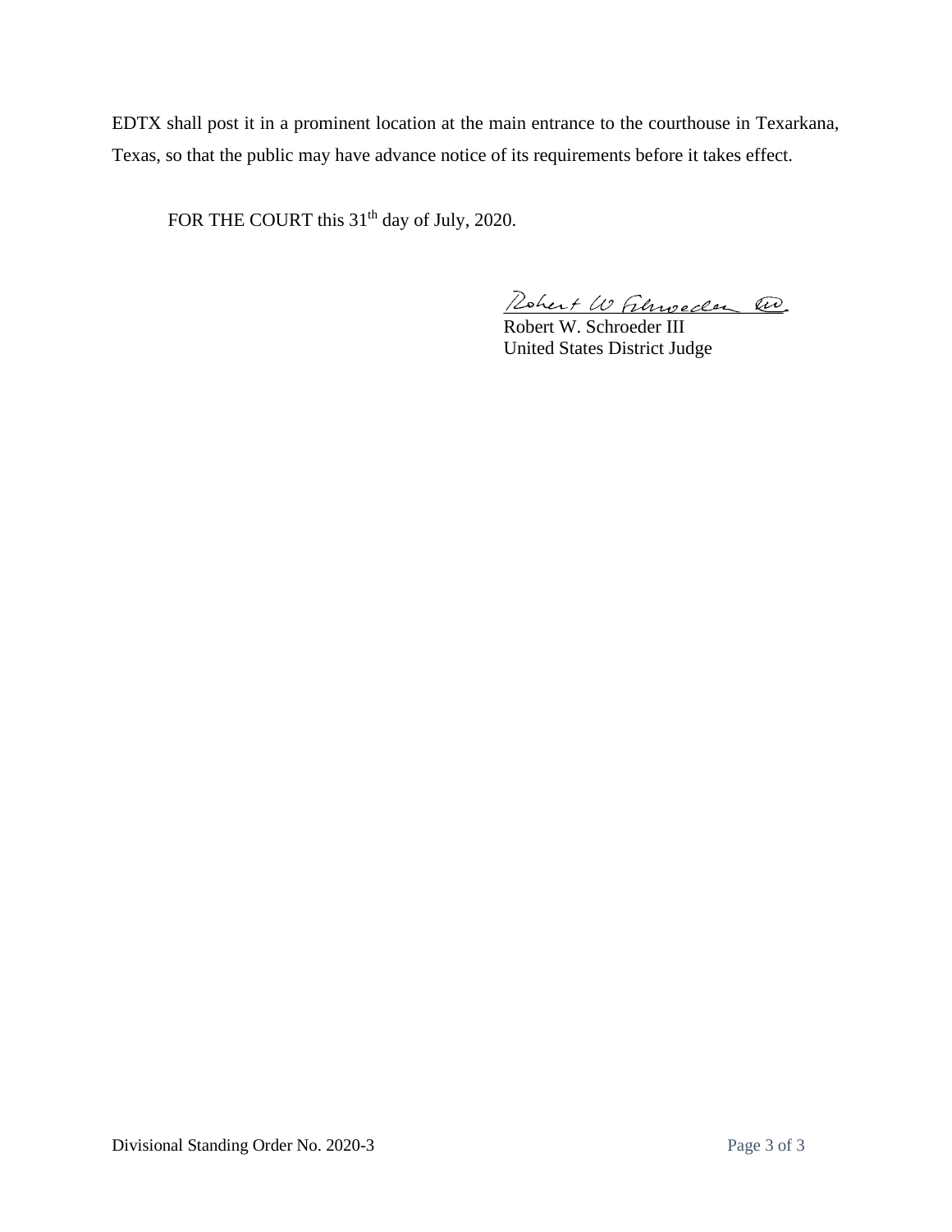EDTX shall post it in a prominent location at the main entrance to the courthouse in Texarkana, Texas, so that the public may have advance notice of its requirements before it takes effect.

FOR THE COURT this 31th day of July, 2020.

Robert W. Schroeder III
United States District Judge